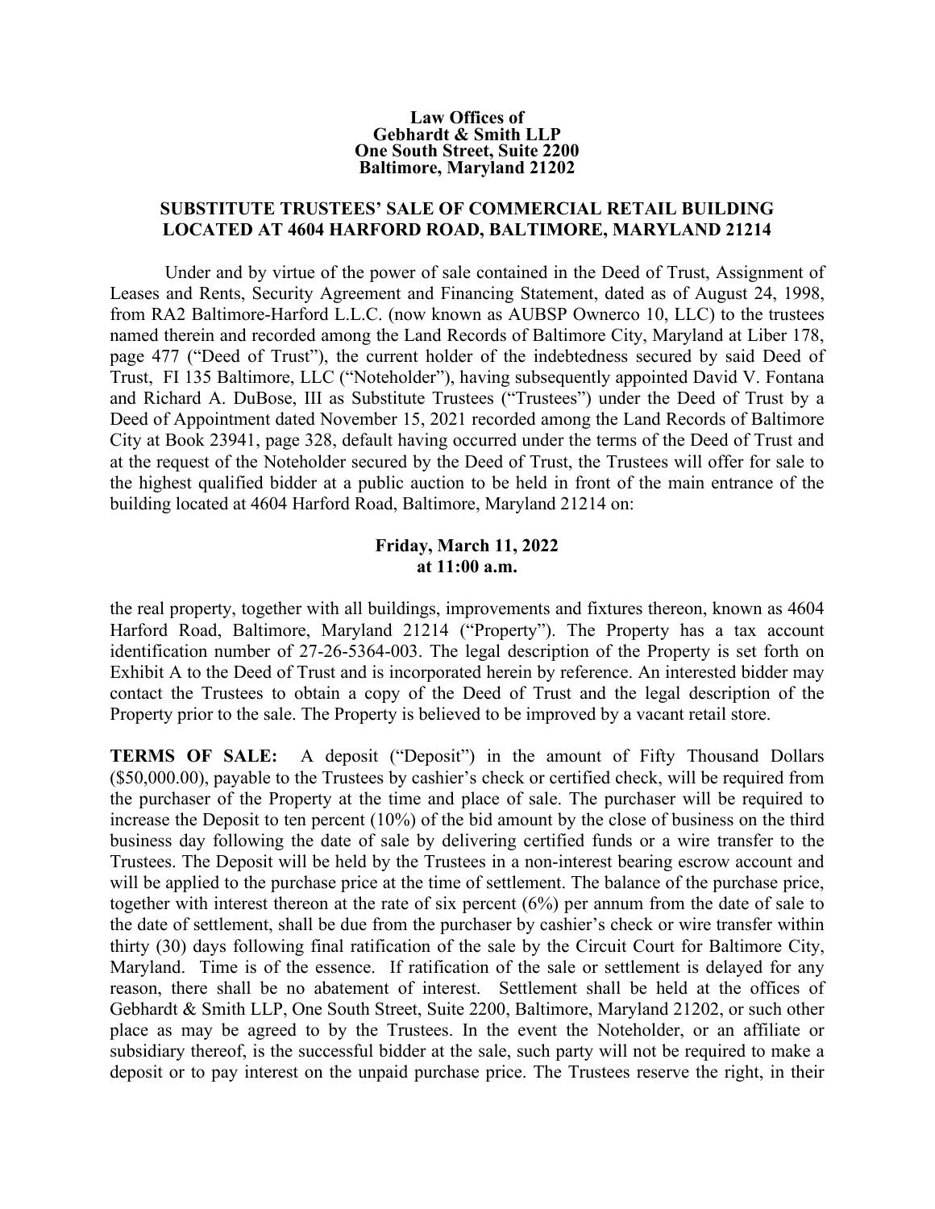**Law Offices of**
**Gebhardt & Smith LLP**
**One South Street, Suite 2200**
**Baltimore, Maryland 21202**

## SUBSTITUTE TRUSTEES' SALE OF COMMERCIAL RETAIL BUILDING LOCATED AT 4604 HARFORD ROAD, BALTIMORE, MARYLAND 21214

Under and by virtue of the power of sale contained in the Deed of Trust, Assignment of Leases and Rents, Security Agreement and Financing Statement, dated as of August 24, 1998, from RA2 Baltimore-Harford L.L.C. (now known as AUBSP Ownerco 10, LLC) to the trustees named therein and recorded among the Land Records of Baltimore City, Maryland at Liber 178, page 477 ("Deed of Trust"), the current holder of the indebtedness secured by said Deed of Trust, FI 135 Baltimore, LLC ("Noteholder"), having subsequently appointed David V. Fontana and Richard A. DuBose, III as Substitute Trustees ("Trustees") under the Deed of Trust by a Deed of Appointment dated November 15, 2021 recorded among the Land Records of Baltimore City at Book 23941, page 328, default having occurred under the terms of the Deed of Trust and at the request of the Noteholder secured by the Deed of Trust, the Trustees will offer for sale to the highest qualified bidder at a public auction to be held in front of the main entrance of the building located at 4604 Harford Road, Baltimore, Maryland 21214 on:

**Friday, March 11, 2022**
**at 11:00 a.m.**

the real property, together with all buildings, improvements and fixtures thereon, known as 4604 Harford Road, Baltimore, Maryland 21214 ("Property"). The Property has a tax account identification number of 27-26-5364-003. The legal description of the Property is set forth on Exhibit A to the Deed of Trust and is incorporated herein by reference. An interested bidder may contact the Trustees to obtain a copy of the Deed of Trust and the legal description of the Property prior to the sale. The Property is believed to be improved by a vacant retail store.

**TERMS OF SALE:** A deposit ("Deposit") in the amount of Fifty Thousand Dollars ($50,000.00), payable to the Trustees by cashier's check or certified check, will be required from the purchaser of the Property at the time and place of sale. The purchaser will be required to increase the Deposit to ten percent (10%) of the bid amount by the close of business on the third business day following the date of sale by delivering certified funds or a wire transfer to the Trustees. The Deposit will be held by the Trustees in a non-interest bearing escrow account and will be applied to the purchase price at the time of settlement. The balance of the purchase price, together with interest thereon at the rate of six percent (6%) per annum from the date of sale to the date of settlement, shall be due from the purchaser by cashier's check or wire transfer within thirty (30) days following final ratification of the sale by the Circuit Court for Baltimore City, Maryland. Time is of the essence. If ratification of the sale or settlement is delayed for any reason, there shall be no abatement of interest. Settlement shall be held at the offices of Gebhardt & Smith LLP, One South Street, Suite 2200, Baltimore, Maryland 21202, or such other place as may be agreed to by the Trustees. In the event the Noteholder, or an affiliate or subsidiary thereof, is the successful bidder at the sale, such party will not be required to make a deposit or to pay interest on the unpaid purchase price. The Trustees reserve the right, in their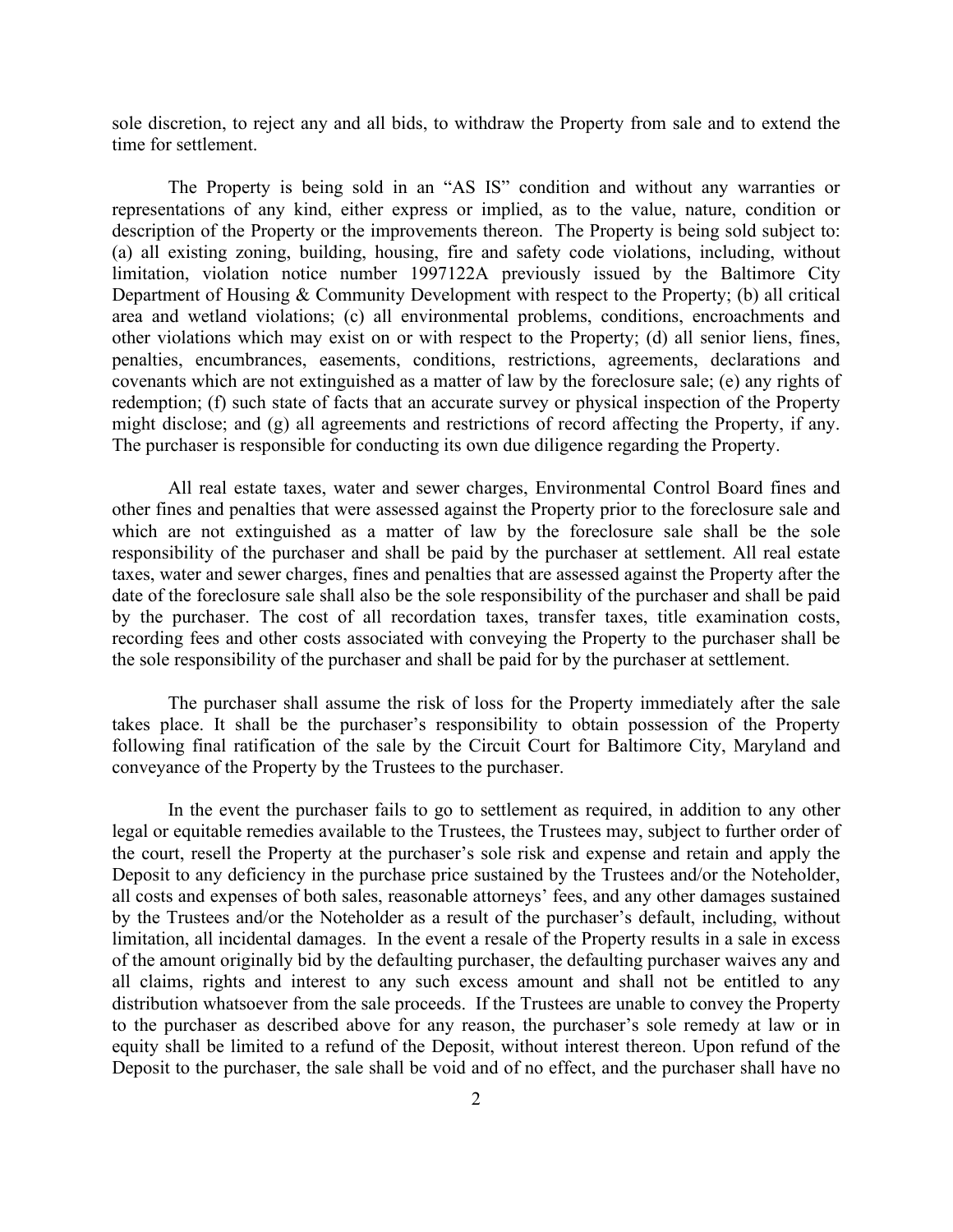sole discretion, to reject any and all bids, to withdraw the Property from sale and to extend the time for settlement.

The Property is being sold in an "AS IS" condition and without any warranties or representations of any kind, either express or implied, as to the value, nature, condition or description of the Property or the improvements thereon. The Property is being sold subject to: (a) all existing zoning, building, housing, fire and safety code violations, including, without limitation, violation notice number 1997122A previously issued by the Baltimore City Department of Housing & Community Development with respect to the Property; (b) all critical area and wetland violations; (c) all environmental problems, conditions, encroachments and other violations which may exist on or with respect to the Property; (d) all senior liens, fines, penalties, encumbrances, easements, conditions, restrictions, agreements, declarations and covenants which are not extinguished as a matter of law by the foreclosure sale; (e) any rights of redemption; (f) such state of facts that an accurate survey or physical inspection of the Property might disclose; and (g) all agreements and restrictions of record affecting the Property, if any. The purchaser is responsible for conducting its own due diligence regarding the Property.

All real estate taxes, water and sewer charges, Environmental Control Board fines and other fines and penalties that were assessed against the Property prior to the foreclosure sale and which are not extinguished as a matter of law by the foreclosure sale shall be the sole responsibility of the purchaser and shall be paid by the purchaser at settlement. All real estate taxes, water and sewer charges, fines and penalties that are assessed against the Property after the date of the foreclosure sale shall also be the sole responsibility of the purchaser and shall be paid by the purchaser. The cost of all recordation taxes, transfer taxes, title examination costs, recording fees and other costs associated with conveying the Property to the purchaser shall be the sole responsibility of the purchaser and shall be paid for by the purchaser at settlement.

The purchaser shall assume the risk of loss for the Property immediately after the sale takes place. It shall be the purchaser's responsibility to obtain possession of the Property following final ratification of the sale by the Circuit Court for Baltimore City, Maryland and conveyance of the Property by the Trustees to the purchaser.

In the event the purchaser fails to go to settlement as required, in addition to any other legal or equitable remedies available to the Trustees, the Trustees may, subject to further order of the court, resell the Property at the purchaser's sole risk and expense and retain and apply the Deposit to any deficiency in the purchase price sustained by the Trustees and/or the Noteholder, all costs and expenses of both sales, reasonable attorneys' fees, and any other damages sustained by the Trustees and/or the Noteholder as a result of the purchaser's default, including, without limitation, all incidental damages. In the event a resale of the Property results in a sale in excess of the amount originally bid by the defaulting purchaser, the defaulting purchaser waives any and all claims, rights and interest to any such excess amount and shall not be entitled to any distribution whatsoever from the sale proceeds. If the Trustees are unable to convey the Property to the purchaser as described above for any reason, the purchaser's sole remedy at law or in equity shall be limited to a refund of the Deposit, without interest thereon. Upon refund of the Deposit to the purchaser, the sale shall be void and of no effect, and the purchaser shall have no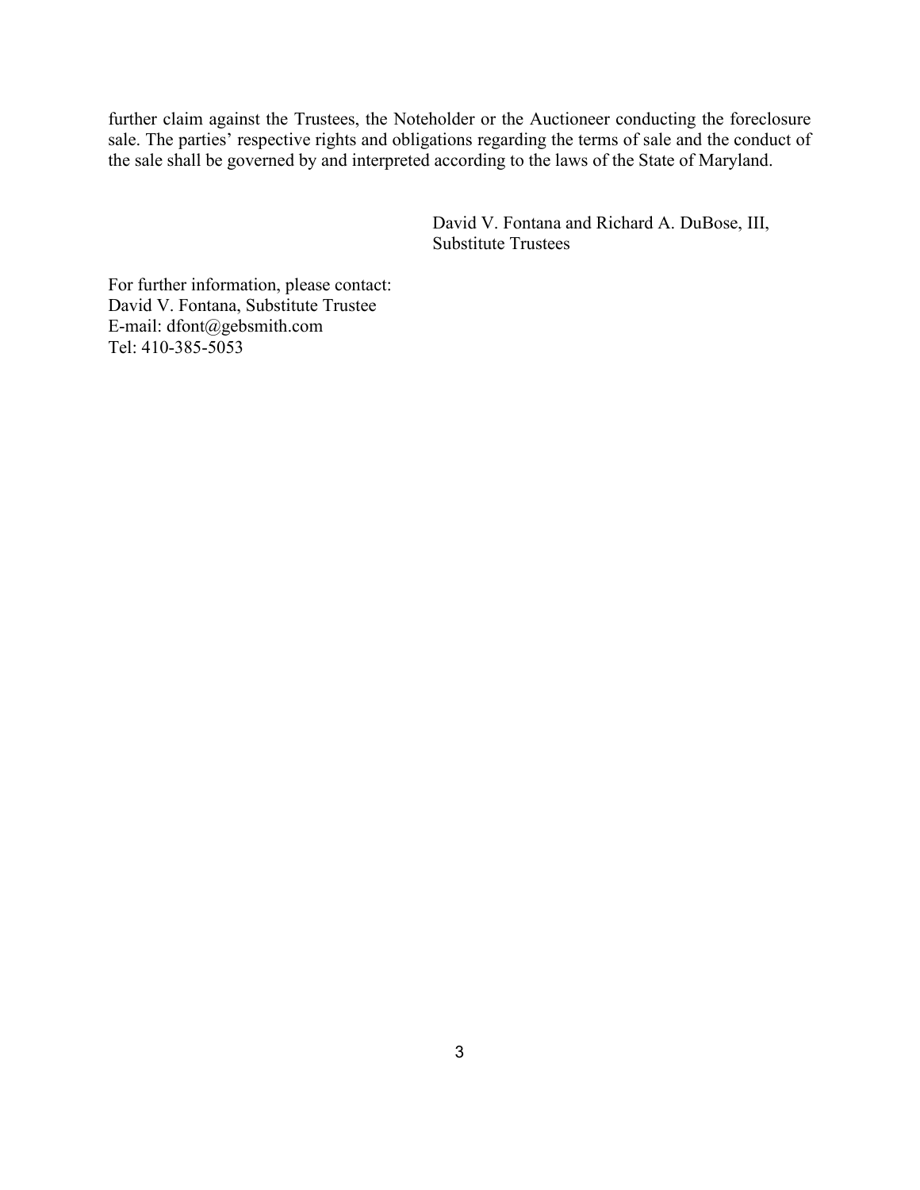further claim against the Trustees, the Noteholder or the Auctioneer conducting the foreclosure sale. The parties' respective rights and obligations regarding the terms of sale and the conduct of the sale shall be governed by and interpreted according to the laws of the State of Maryland.

David V. Fontana and Richard A. DuBose, III,
Substitute Trustees

For further information, please contact:
David V. Fontana, Substitute Trustee
E-mail: dfont@gebsmith.com
Tel: 410-385-5053